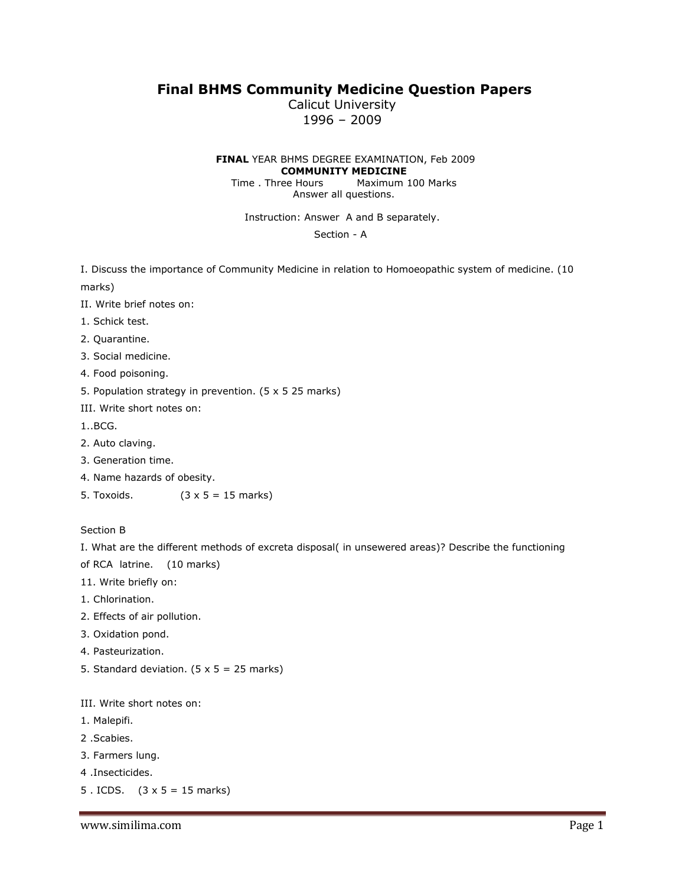# Final BHMS Community Medicine Question Papers

Calicut University

1996 – 2009

**FINAL** YEAR BHMS DEGREE EXAMINATION, Feb 2009

**COMMUNITY MEDICINE**

Time . Three Hours Maximum 100 Marks

Answer all questions.

Instruction: Answer A and B separately.

Section - A

I. Discuss the importance of Community Medicine in relation to Homoeopathic system of medicine. (10 marks)

II. Write brief notes on:

1. Schick test.
2. Quarantine.
3. Social medicine.
4. Food poisoning.
5. Population strategy in prevention. (5 x 5 25 marks)

III. Write short notes on:

1..BCG.
2. Auto claving.
3. Generation time.
4. Name hazards of obesity.
5. Toxoids. (3 x 5 = 15 marks)

Section B

I. What are the different methods of excreta disposal( in unsewered areas)? Describe the functioning of RCA latrine. (10 marks)

11. Write briefly on:

1. Chlorination.
2. Effects of air pollution.
3. Oxidation pond.
4. Pasteurization.
5. Standard deviation. (5 x 5 = 25 marks)

III. Write short notes on:

1. Malepifi.
2 .Scabies.
3. Farmers lung.
4 .Insecticides.
5 . ICDS. (3 x 5 = 15 marks)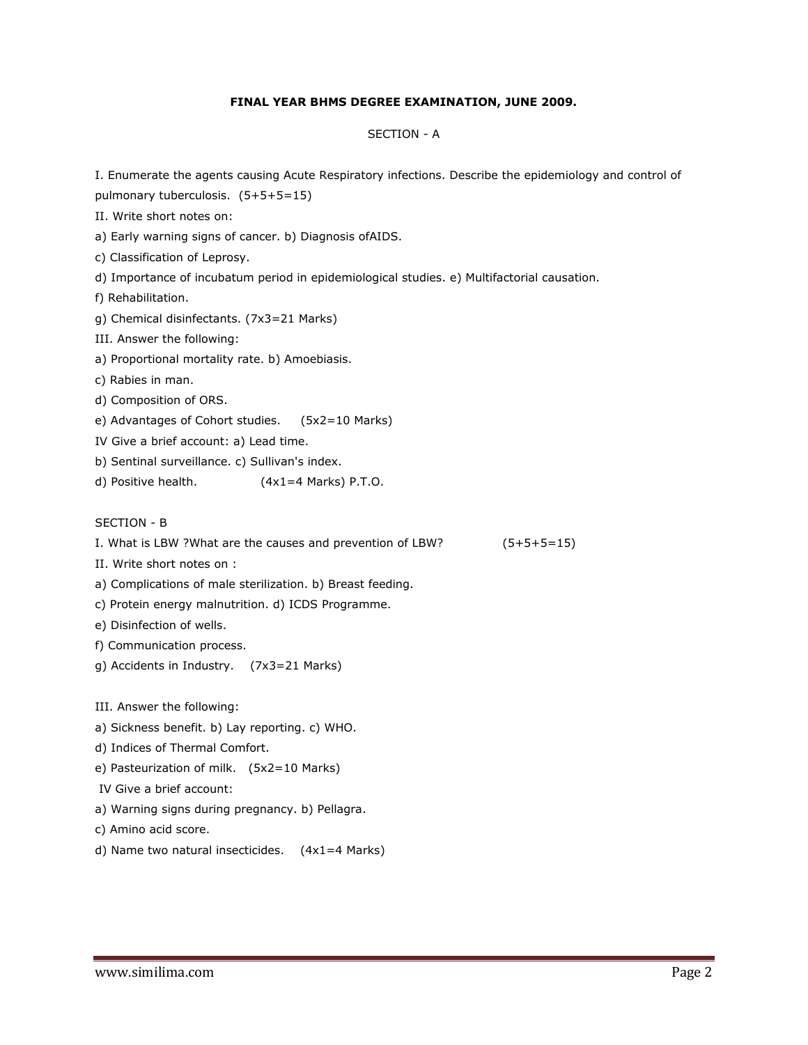**FINAL YEAR BHMS DEGREE EXAMINATION, JUNE 2009.**

SECTION - A

I. Enumerate the agents causing Acute Respiratory infections. Describe the epidemiology and control of pulmonary tuberculosis. (5+5+5=15)

II. Write short notes on:

a) Early warning signs of cancer. b) Diagnosis ofAIDS.

c) Classification of Leprosy.

d) Importance of incubatum period in epidemiological studies. e) Multifactorial causation.

f) Rehabilitation.

g) Chemical disinfectants. (7x3=21 Marks)

III. Answer the following:

a) Proportional mortality rate. b) Amoebiasis.

c) Rabies in man.

d) Composition of ORS.

e) Advantages of Cohort studies. (5x2=10 Marks)

IV Give a brief account: a) Lead time.

b) Sentinal surveillance. c) Sullivan's index.

d) Positive health. (4x1=4 Marks) P.T.O.

SECTION - B

I. What is LBW ?What are the causes and prevention of LBW? (5+5+5=15)

II. Write short notes on :

a) Complications of male sterilization. b) Breast feeding.

c) Protein energy malnutrition. d) ICDS Programme.

e) Disinfection of wells.

f) Communication process.

g) Accidents in Industry. (7x3=21 Marks)

III. Answer the following:

a) Sickness benefit. b) Lay reporting. c) WHO.

d) Indices of Thermal Comfort.

e) Pasteurization of milk. (5x2=10 Marks)

IV Give a brief account:

a) Warning signs during pregnancy. b) Pellagra.

c) Amino acid score.

d) Name two natural insecticides. (4x1=4 Marks)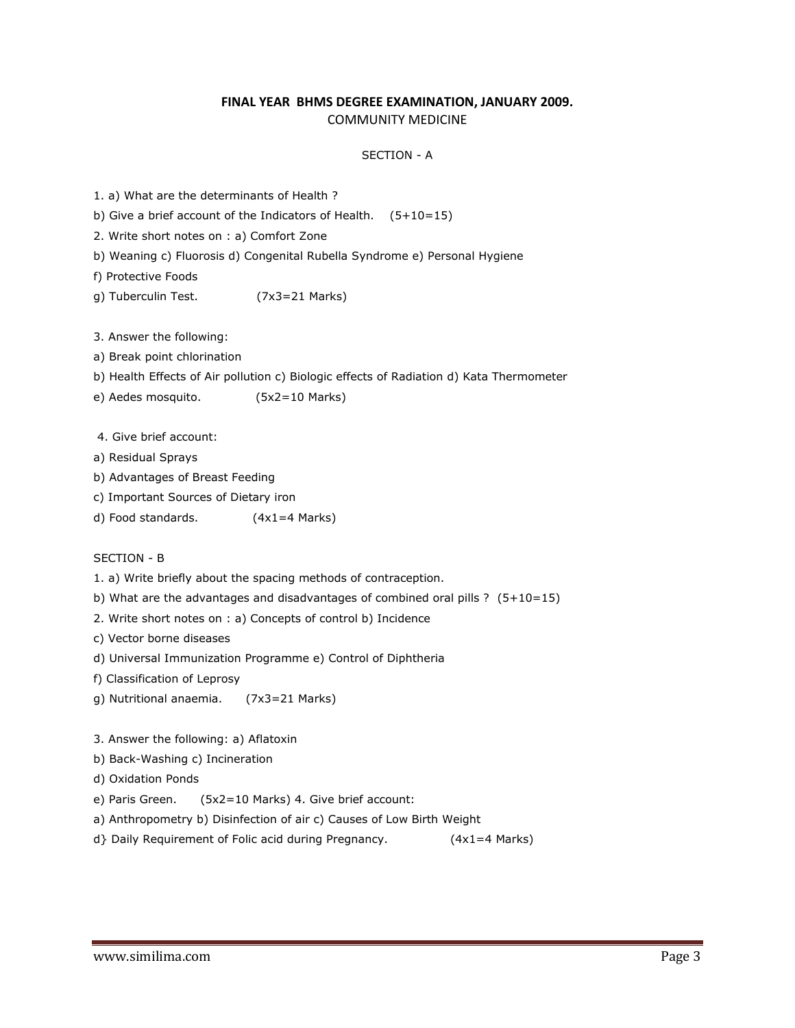**FINAL YEAR BHMS DEGREE EXAMINATION, JANUARY 2009.**

COMMUNITY MEDICINE

SECTION - A

1. a) What are the determinants of Health ?

b) Give a brief account of the Indicators of Health. (5+10=15)

2. Write short notes on : a) Comfort Zone

b) Weaning c) Fluorosis d) Congenital Rubella Syndrome e) Personal Hygiene

f) Protective Foods

g) Tuberculin Test. (7x3=21 Marks)

3. Answer the following:

a) Break point chlorination

b) Health Effects of Air pollution c) Biologic effects of Radiation d) Kata Thermometer

e) Aedes mosquito. (5x2=10 Marks)

4. Give brief account:

a) Residual Sprays

b) Advantages of Breast Feeding

c) Important Sources of Dietary iron

d) Food standards. (4x1=4 Marks)

SECTION - B

1. a) Write briefly about the spacing methods of contraception.

b) What are the advantages and disadvantages of combined oral pills ? (5+10=15)

2. Write short notes on : a) Concepts of control b) Incidence

c) Vector borne diseases

d) Universal Immunization Programme e) Control of Diphtheria

f) Classification of Leprosy

g) Nutritional anaemia. (7x3=21 Marks)

3. Answer the following: a) Aflatoxin

b) Back-Washing c) Incineration

d) Oxidation Ponds

e) Paris Green. (5x2=10 Marks) 4. Give brief account:

a) Anthropometry b) Disinfection of air c) Causes of Low Birth Weight

d} Daily Requirement of Folic acid during Pregnancy. (4x1=4 Marks)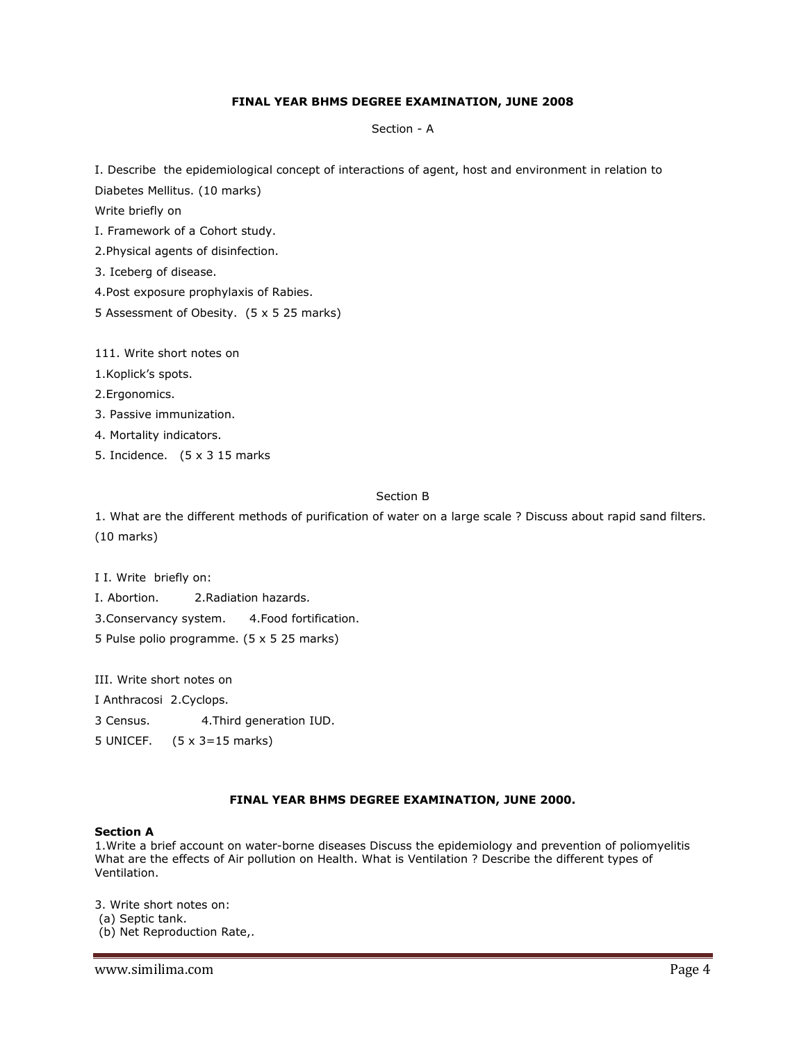## FINAL YEAR BHMS DEGREE EXAMINATION, JUNE 2008

Section - A

I. Describe the epidemiological concept of interactions of agent, host and environment in relation to Diabetes Mellitus. (10 marks)

Write briefly on

I. Framework of a Cohort study.

2.Physical agents of disinfection.

3. Iceberg of disease.

4.Post exposure prophylaxis of Rabies.

5 Assessment of Obesity. (5 x 5 25 marks)

111. Write short notes on

1.Koplick's spots.

2.Ergonomics.

3. Passive immunization.

4. Mortality indicators.

5. Incidence. (5 x 3 15 marks

Section B

1. What are the different methods of purification of water on a large scale ? Discuss about rapid sand filters. (10 marks)

I I. Write briefly on:

I. Abortion. 2.Radiation hazards.

3.Conservancy system. 4.Food fortification.

5 Pulse polio programme. (5 x 5 25 marks)

III. Write short notes on

I Anthracosi 2.Cyclops.

3 Census. 4.Third generation IUD.

5 UNICEF. (5 x 3=15 marks)

## FINAL YEAR BHMS DEGREE EXAMINATION, JUNE 2000.

**Section A**

1.Write a brief account on water-borne diseases Discuss the epidemiology and prevention of poliomyelitis What are the effects of Air pollution on Health. What is Ventilation ? Describe the different types of Ventilation.

3. Write short notes on:

(a) Septic tank.

(b) Net Reproduction Rate,.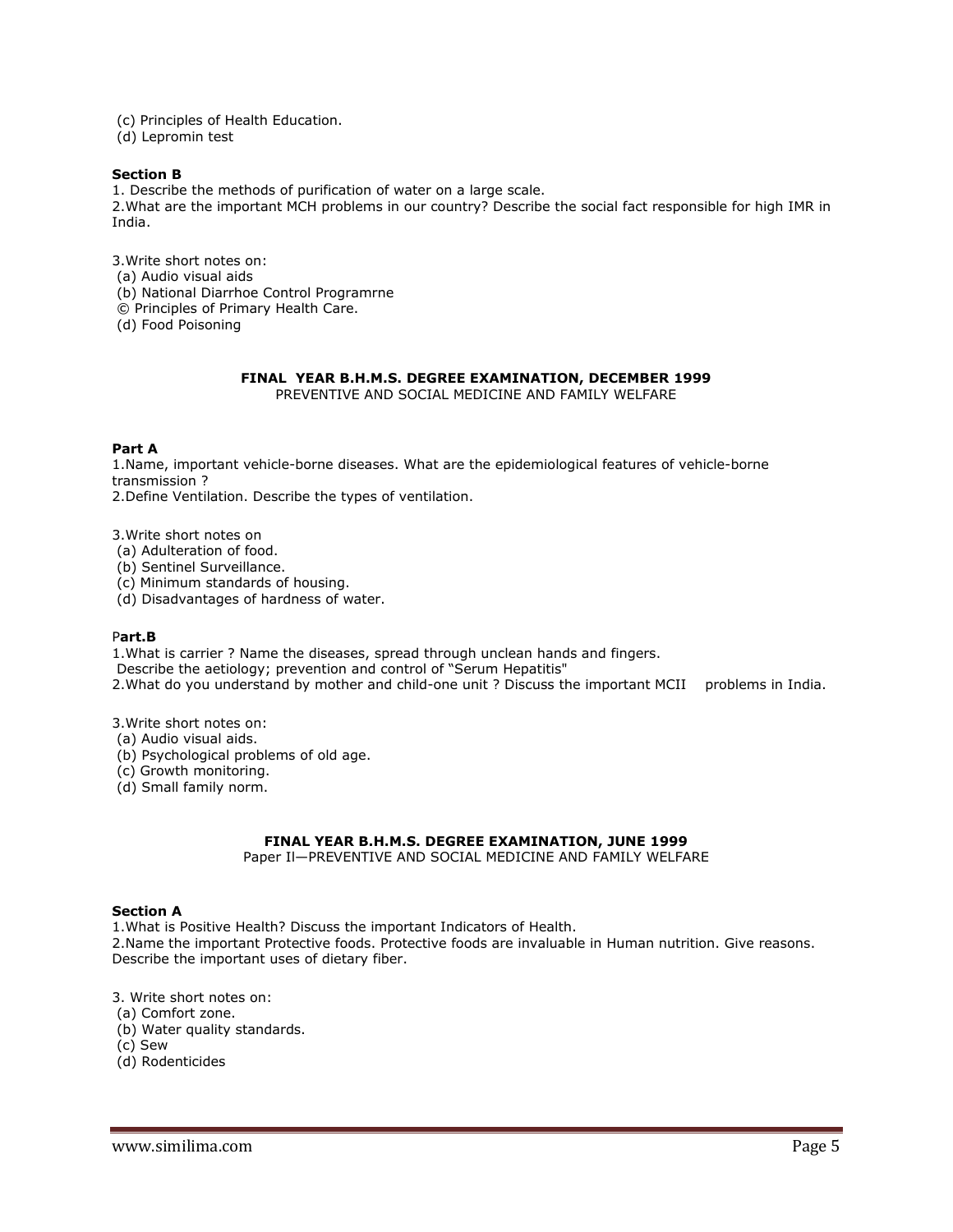(c) Principles of Health Education.
(d) Lepromin test

**Section B**

1. Describe the methods of purification of water on a large scale.
2.What are the important MCH problems in our country? Describe the social fact responsible for high IMR in India.

3.Write short notes on:
(a) Audio visual aids
(b) National Diarrhoe Control Programrne
© Principles of Primary Health Care.
(d) Food Poisoning

## FINAL YEAR B.H.M.S. DEGREE EXAMINATION, DECEMBER 1999

PREVENTIVE AND SOCIAL MEDICINE AND FAMILY WELFARE

**Part A**

1.Name, important vehicle-borne diseases. What are the epidemiological features of vehicle-borne transmission ?
2.Define Ventilation. Describe the types of ventilation.

3.Write short notes on
(a) Adulteration of food.
(b) Sentinel Surveillance.
(c) Minimum standards of housing.
(d) Disadvantages of hardness of water.

P**art.B**

1.What is carrier ? Name the diseases, spread through unclean hands and fingers.
Describe the aetiology; prevention and control of "Serum Hepatitis"
2.What do you understand by mother and child-one unit ? Discuss the important MCII problems in India.

3.Write short notes on:
(a) Audio visual aids.
(b) Psychological problems of old age.
(c) Growth monitoring.
(d) Small family norm.

## FINAL YEAR B.H.M.S. DEGREE EXAMINATION, JUNE 1999

Paper Il—PREVENTIVE AND SOCIAL MEDICINE AND FAMILY WELFARE

**Section A**

1.What is Positive Health? Discuss the important Indicators of Health.
2.Name the important Protective foods. Protective foods are invaluable in Human nutrition. Give reasons. Describe the important uses of dietary fiber.

3. Write short notes on:
(a) Comfort zone.
(b) Water quality standards.
(c) Sew
(d) Rodenticides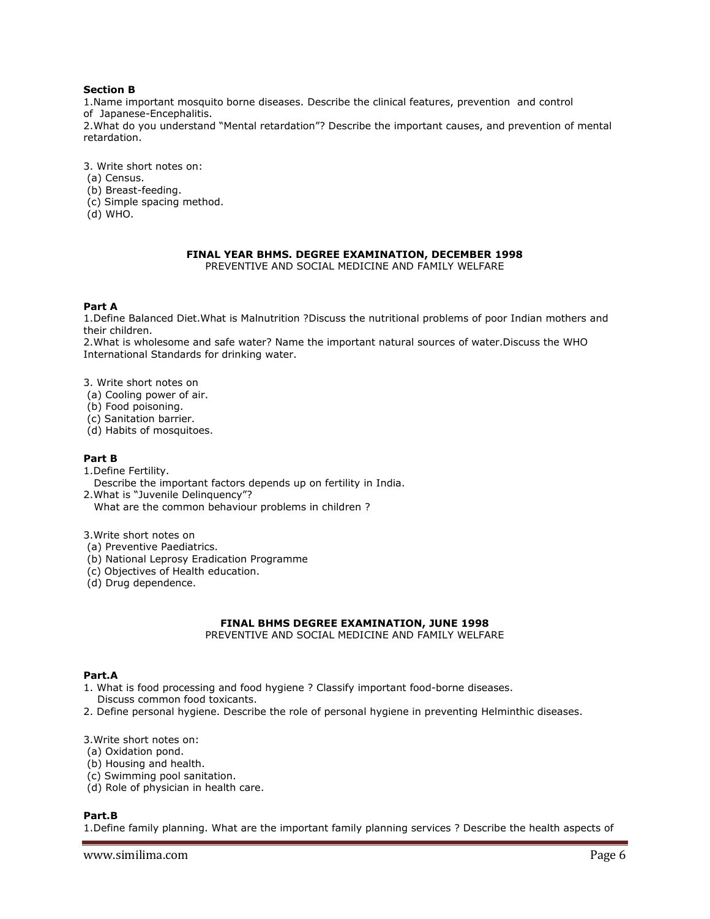**Section B**

1.Name important mosquito borne diseases. Describe the clinical features, prevention and control of Japanese-Encephalitis.

2.What do you understand "Mental retardation"? Describe the important causes, and prevention of mental retardation.

3. Write short notes on:

(a) Census.
(b) Breast-feeding.
(c) Simple spacing method.
(d) WHO.

## FINAL YEAR BHMS. DEGREE EXAMINATION, DECEMBER 1998

PREVENTIVE AND SOCIAL MEDICINE AND FAMILY WELFARE

**Part A**

1.Define Balanced Diet.What is Malnutrition ?Discuss the nutritional problems of poor Indian mothers and their children.

2.What is wholesome and safe water? Name the important natural sources of water.Discuss the WHO International Standards for drinking water.

3. Write short notes on

(a) Cooling power of air.
(b) Food poisoning.
(c) Sanitation barrier.
(d) Habits of mosquitoes.

**Part B**

1.Define Fertility.
Describe the important factors depends up on fertility in India.

2.What is "Juvenile Delinquency"?
What are the common behaviour problems in children ?

3.Write short notes on

(a) Preventive Paediatrics.
(b) National Leprosy Eradication Programme
(c) Objectives of Health education.
(d) Drug dependence.

## FINAL BHMS DEGREE EXAMINATION, JUNE 1998

PREVENTIVE AND SOCIAL MEDICINE AND FAMILY WELFARE

**Part.A**

1. What is food processing and food hygiene ? Classify important food-borne diseases.
Discuss common food toxicants.
2. Define personal hygiene. Describe the role of personal hygiene in preventing Helminthic diseases.

3.Write short notes on:

(a) Oxidation pond.
(b) Housing and health.
(c) Swimming pool sanitation.
(d) Role of physician in health care.

**Part.B**

1.Define family planning. What are the important family planning services ? Describe the health aspects of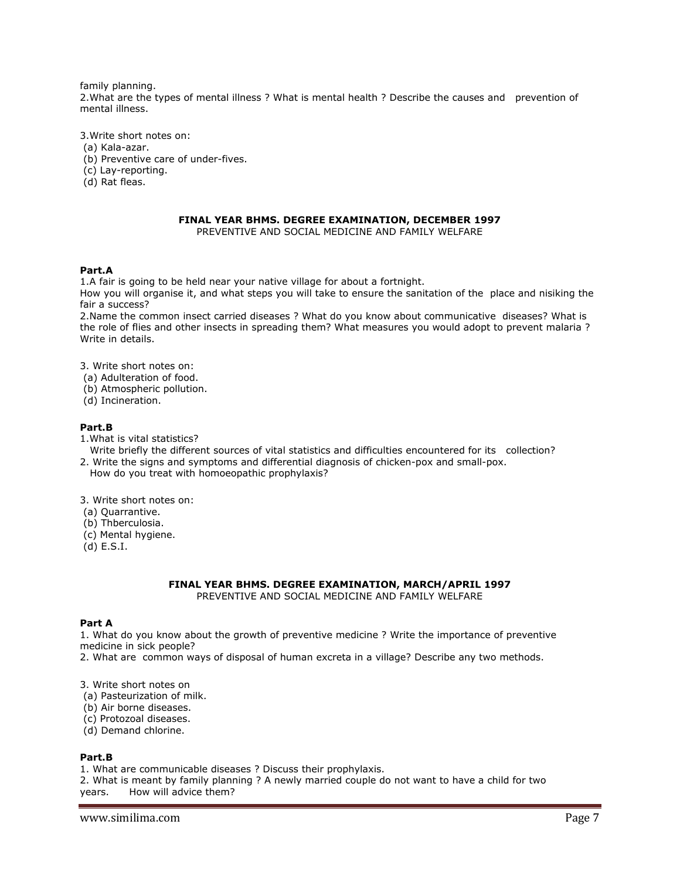family planning.

2.What are the types of mental illness ? What is mental health ? Describe the causes and prevention of mental illness.

3.Write short notes on:
(a) Kala-azar.
(b) Preventive care of under-fives.
(c) Lay-reporting.
(d) Rat fleas.

## FINAL YEAR BHMS. DEGREE EXAMINATION, DECEMBER 1997

PREVENTIVE AND SOCIAL MEDICINE AND FAMILY WELFARE

**Part.A**

1.A fair is going to be held near your native village for about a fortnight.
How you will organise it, and what steps you will take to ensure the sanitation of the place and nisiking the fair a success?

2.Name the common insect carried diseases ? What do you know about communicative diseases? What is the role of flies and other insects in spreading them? What measures you would adopt to prevent malaria ? Write in details.

3. Write short notes on:
(a) Adulteration of food.
(b) Atmospheric pollution.
(d) Incineration.

**Part.B**

1.What is vital statistics?
Write briefly the different sources of vital statistics and difficulties encountered for its collection?

2. Write the signs and symptoms and differential diagnosis of chicken-pox and small-pox.
How do you treat with homoeopathic prophylaxis?

3. Write short notes on:
(a) Quarrantive.
(b) Thberculosia.
(c) Mental hygiene.
(d) E.S.I.

## FINAL YEAR BHMS. DEGREE EXAMINATION, MARCH/APRIL 1997

PREVENTIVE AND SOCIAL MEDICINE AND FAMILY WELFARE

**Part A**

1. What do you know about the growth of preventive medicine ? Write the importance of preventive medicine in sick people?

2. What are common ways of disposal of human excreta in a village? Describe any two methods.

3. Write short notes on
(a) Pasteurization of milk.
(b) Air borne diseases.
(c) Protozoal diseases.
(d) Demand chlorine.

**Part.B**

1. What are communicable diseases ? Discuss their prophylaxis.

2. What is meant by family planning ? A newly married couple do not want to have a child for two years. How will advice them?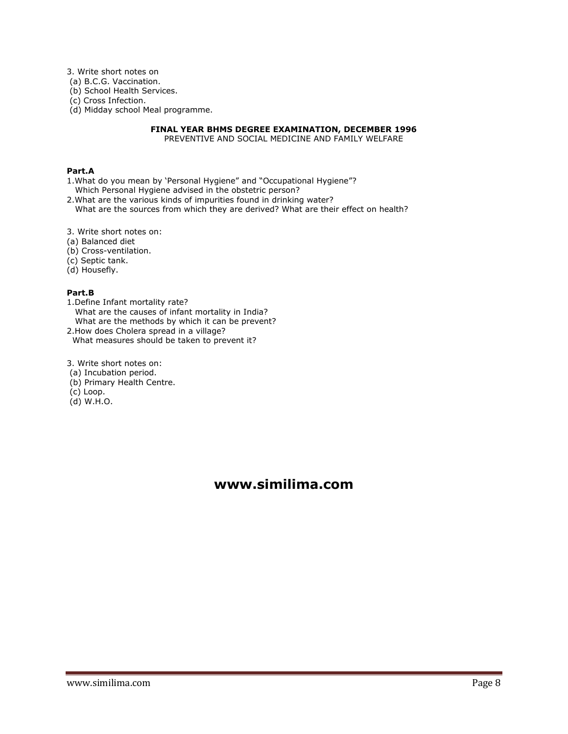3. Write short notes on
 (a) B.C.G. Vaccination.
 (b) School Health Services.
 (c) Cross Infection.
 (d) Midday school Meal programme.

## FINAL YEAR BHMS DEGREE EXAMINATION, DECEMBER 1996

PREVENTIVE AND SOCIAL MEDICINE AND FAMILY WELFARE

**Part.A**

1. What do you mean by 'Personal Hygiene" and "Occupational Hygiene"?
   Which Personal Hygiene advised in the obstetric person?
2. What are the various kinds of impurities found in drinking water?
   What are the sources from which they are derived? What are their effect on health?

3. Write short notes on:
(a) Balanced diet
(b) Cross-ventilation.
(c) Septic tank.
(d) Housefly.

**Part.B**

1. Define Infant mortality rate?
   What are the causes of infant mortality in India?
   What are the methods by which it can be prevent?
2. How does Cholera spread in a village?
   What measures should be taken to prevent it?

3. Write short notes on:
 (a) Incubation period.
 (b) Primary Health Centre.
 (c) Loop.
 (d) W.H.O.

**www.similima.com**